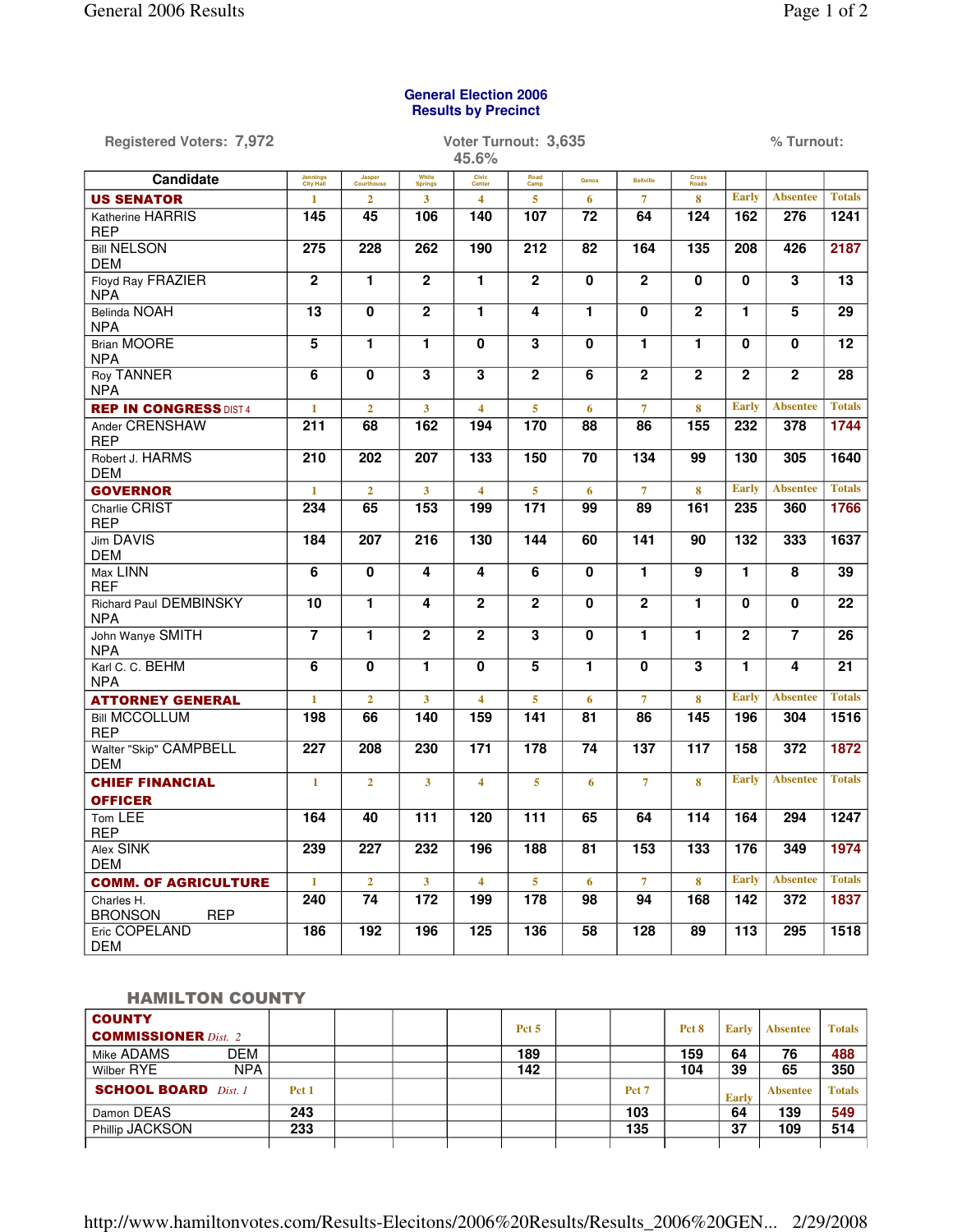## General Election 2006
## Results by Precinct

Registered Voters: 7,972 Voter Turnout: 3,635 45.6% % Turnout:

| Candidate | Jennings City Hall | Jasper Courthouse | White Springs | Civic Center | Road Camp | Genoa | Bellville | Cross Roads | | | |
|---|---|---|---|---|---|---|---|---|---|---|---|
| **US SENATOR** | 1 | 2 | 3 | 4 | 5 | 6 | 7 | 8 | Early | Absentee | Totals |
| Katherine HARRIS REP | 145 | 45 | 106 | 140 | 107 | 72 | 64 | 124 | 162 | 276 | 1241 |
| Bill NELSON DEM | 275 | 228 | 262 | 190 | 212 | 82 | 164 | 135 | 208 | 426 | 2187 |
| Floyd Ray FRAZIER NPA | 2 | 1 | 2 | 1 | 2 | 0 | 2 | 0 | 0 | 3 | 13 |
| Belinda NOAH NPA | 13 | 0 | 2 | 1 | 4 | 1 | 0 | 2 | 1 | 5 | 29 |
| Brian MOORE NPA | 5 | 1 | 1 | 0 | 3 | 0 | 1 | 1 | 0 | 0 | 12 |
| Roy TANNER NPA | 6 | 0 | 3 | 3 | 2 | 6 | 2 | 2 | 2 | 2 | 28 |
| **REP IN CONGRESS** DIST 4 | 1 | 2 | 3 | 4 | 5 | 6 | 7 | 8 | Early | Absentee | Totals |
| Ander CRENSHAW REP | 211 | 68 | 162 | 194 | 170 | 88 | 86 | 155 | 232 | 378 | 1744 |
| Robert J. HARMS DEM | 210 | 202 | 207 | 133 | 150 | 70 | 134 | 99 | 130 | 305 | 1640 |
| **GOVERNOR** | 1 | 2 | 3 | 4 | 5 | 6 | 7 | 8 | Early | Absentee | Totals |
| Charlie CRIST REP | 234 | 65 | 153 | 199 | 171 | 99 | 89 | 161 | 235 | 360 | 1766 |
| Jim DAVIS DEM | 184 | 207 | 216 | 130 | 144 | 60 | 141 | 90 | 132 | 333 | 1637 |
| Max LINN REF | 6 | 0 | 4 | 4 | 6 | 0 | 1 | 9 | 1 | 8 | 39 |
| Richard Paul DEMBINSKY NPA | 10 | 1 | 4 | 2 | 2 | 0 | 2 | 1 | 0 | 0 | 22 |
| John Wanye SMITH NPA | 7 | 1 | 2 | 2 | 3 | 0 | 1 | 1 | 2 | 7 | 26 |
| Karl C. C. BEHM NPA | 6 | 0 | 1 | 0 | 5 | 1 | 0 | 3 | 1 | 4 | 21 |
| **ATTORNEY GENERAL** | 1 | 2 | 3 | 4 | 5 | 6 | 7 | 8 | Early | Absentee | Totals |
| Bill MCCOLLUM REP | 198 | 66 | 140 | 159 | 141 | 81 | 86 | 145 | 196 | 304 | 1516 |
| Walter "Skip" CAMPBELL DEM | 227 | 208 | 230 | 171 | 178 | 74 | 137 | 117 | 158 | 372 | 1872 |
| **CHIEF FINANCIAL OFFICER** | 1 | 2 | 3 | 4 | 5 | 6 | 7 | 8 | Early | Absentee | Totals |
| Tom LEE REP | 164 | 40 | 111 | 120 | 111 | 65 | 64 | 114 | 164 | 294 | 1247 |
| Alex SINK DEM | 239 | 227 | 232 | 196 | 188 | 81 | 153 | 133 | 176 | 349 | 1974 |
| **COMM. OF AGRICULTURE** | 1 | 2 | 3 | 4 | 5 | 6 | 7 | 8 | Early | Absentee | Totals |
| Charles H. BRONSON REP | 240 | 74 | 172 | 199 | 178 | 98 | 94 | 168 | 142 | 372 | 1837 |
| Eric COPELAND DEM | 186 | 192 | 196 | 125 | 136 | 58 | 128 | 89 | 113 | 295 | 1518 |

### HAMILTON COUNTY

| | | | | | | | | | | | |
|---|---|---|---|---|---|---|---|---|---|---|---|
| **COUNTY COMMISSIONER** *Dist. 2* | | | | | Pct 5 | | | Pct 8 | Early | Absentee | Totals |
| Mike ADAMS DEM | | | | | 189 | | | 159 | 64 | 76 | 488 |
| Wilber RYE NPA | | | | | 142 | | | 104 | 39 | 65 | 350 |
| **SCHOOL BOARD** *Dist. 1* | Pct 1 | | | | | | Pct 7 | | Early | Absentee | Totals |
| Damon DEAS | 243 | | | | | | 103 | | 64 | 139 | 549 |
| Phillip JACKSON | 233 | | | | | | 135 | | 37 | 109 | 514 |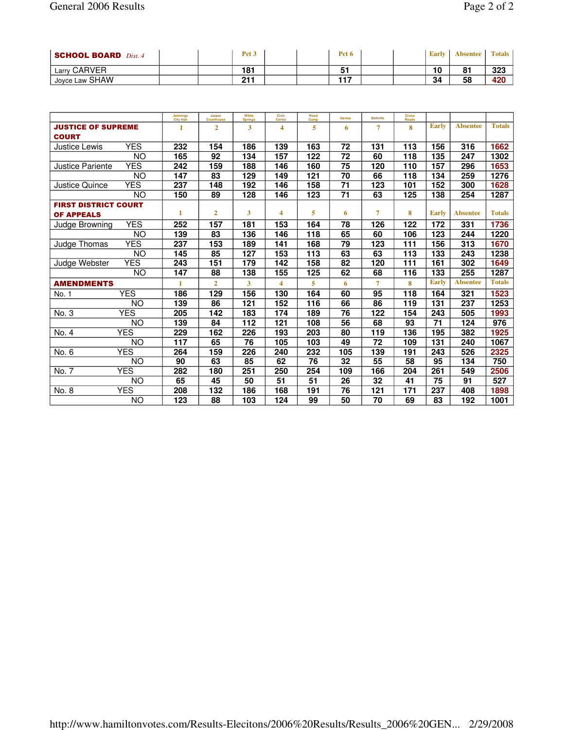| SCHOOL BOARD *Dist. 4* | | | Pct 3 | | | Pct 6 | | | Early | Absentee | Totals |
|---|---|---|---|---|---|---|---|---|---|---|---|
| Larry CARVER | | | 181 | | | 51 | | | 10 | 81 | 323 |
| Joyce Law SHAW | | | 211 | | | 117 | | | 34 | 58 | 420 |

| | | Jennings City Hall | Jasper Courthouse | White Springs | Civic Center | Road Camp | Genoa | Bellville | Cross Roads | | | |
|---|---|---|---|---|---|---|---|---|---|---|---|---|
| **JUSTICE OF SUPREME COURT** | | 1 | 2 | 3 | 4 | 5 | 6 | 7 | 8 | Early | Absentee | Totals |
| Justice Lewis | YES | 232 | 154 | 186 | 139 | 163 | 72 | 131 | 113 | 156 | 316 | 1662 |
| | NO | 165 | 92 | 134 | 157 | 122 | 72 | 60 | 118 | 135 | 247 | 1302 |
| Justice Pariente | YES | 242 | 159 | 188 | 146 | 160 | 75 | 120 | 110 | 157 | 296 | 1653 |
| | NO | 147 | 83 | 129 | 149 | 121 | 70 | 66 | 118 | 134 | 259 | 1276 |
| Justice Quince | YES | 237 | 148 | 192 | 146 | 158 | 71 | 123 | 101 | 152 | 300 | 1628 |
| | NO | 150 | 89 | 128 | 146 | 123 | 71 | 63 | 125 | 138 | 254 | 1287 |
| **FIRST DISTRICT COURT OF APPEALS** | | 1 | 2 | 3 | 4 | 5 | 6 | 7 | 8 | Early | Absentee | Totals |
| Judge Browning | YES | 252 | 157 | 181 | 153 | 164 | 78 | 126 | 122 | 172 | 331 | 1736 |
| | NO | 139 | 83 | 136 | 146 | 118 | 65 | 60 | 106 | 123 | 244 | 1220 |
| Judge Thomas | YES | 237 | 153 | 189 | 141 | 168 | 79 | 123 | 111 | 156 | 313 | 1670 |
| | NO | 145 | 85 | 127 | 153 | 113 | 63 | 63 | 113 | 133 | 243 | 1238 |
| Judge Webster | YES | 243 | 151 | 179 | 142 | 158 | 82 | 120 | 111 | 161 | 302 | 1649 |
| | NO | 147 | 88 | 138 | 155 | 125 | 62 | 68 | 116 | 133 | 255 | 1287 |
| **AMENDMENTS** | | 1 | 2 | 3 | 4 | 5 | 6 | 7 | 8 | Early | Absentee | Totals |
| No. 1 | YES | 186 | 129 | 156 | 130 | 164 | 60 | 95 | 118 | 164 | 321 | 1523 |
| | NO | 139 | 86 | 121 | 152 | 116 | 66 | 86 | 119 | 131 | 237 | 1253 |
| No. 3 | YES | 205 | 142 | 183 | 174 | 189 | 76 | 122 | 154 | 243 | 505 | 1993 |
| | NO | 139 | 84 | 112 | 121 | 108 | 56 | 68 | 93 | 71 | 124 | 976 |
| No. 4 | YES | 229 | 162 | 226 | 193 | 203 | 80 | 119 | 136 | 195 | 382 | 1925 |
| | NO | 117 | 65 | 76 | 105 | 103 | 49 | 72 | 109 | 131 | 240 | 1067 |
| No. 6 | YES | 264 | 159 | 226 | 240 | 232 | 105 | 139 | 191 | 243 | 526 | 2325 |
| | NO | 90 | 63 | 85 | 62 | 76 | 32 | 55 | 58 | 95 | 134 | 750 |
| No. 7 | YES | 282 | 180 | 251 | 250 | 254 | 109 | 166 | 204 | 261 | 549 | 2506 |
| | NO | 65 | 45 | 50 | 51 | 51 | 26 | 32 | 41 | 75 | 91 | 527 |
| No. 8 | YES | 208 | 132 | 186 | 168 | 191 | 76 | 121 | 171 | 237 | 408 | 1898 |
| | NO | 123 | 88 | 103 | 124 | 99 | 50 | 70 | 69 | 83 | 192 | 1001 |